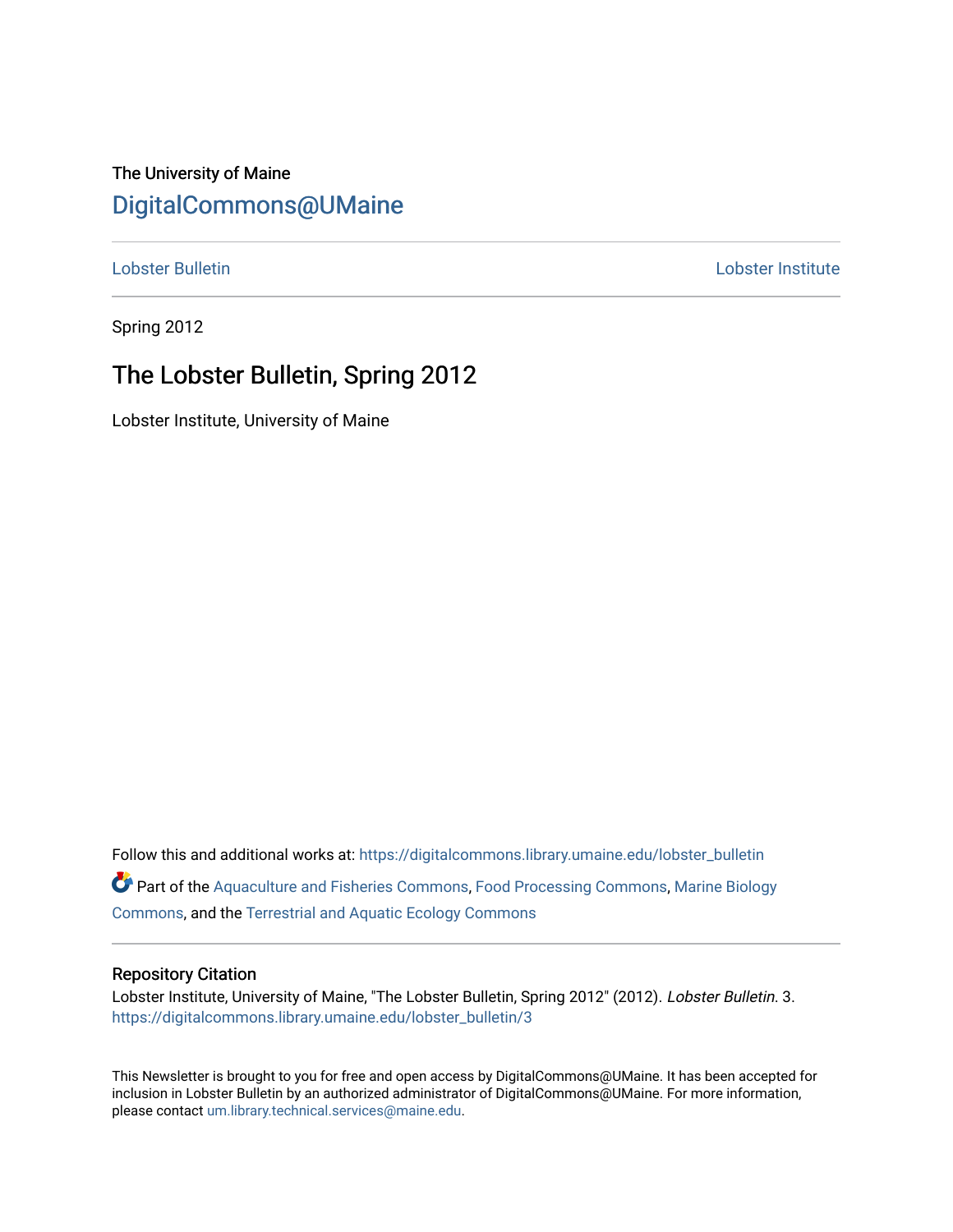The University of Maine

# DigitalCommons@UMaine

Lobster Bulletin | Lobster Institute

Spring 2012

## The Lobster Bulletin, Spring 2012

Lobster Institute, University of Maine

Follow this and additional works at: https://digitalcommons.library.umaine.edu/lobster_bulletin

Part of the Aquaculture and Fisheries Commons, Food Processing Commons, Marine Biology Commons, and the Terrestrial and Aquatic Ecology Commons

### Repository Citation

Lobster Institute, University of Maine, "The Lobster Bulletin, Spring 2012" (2012). *Lobster Bulletin*. 3.
https://digitalcommons.library.umaine.edu/lobster_bulletin/3

This Newsletter is brought to you for free and open access by DigitalCommons@UMaine. It has been accepted for inclusion in Lobster Bulletin by an authorized administrator of DigitalCommons@UMaine. For more information, please contact um.library.technical.services@maine.edu.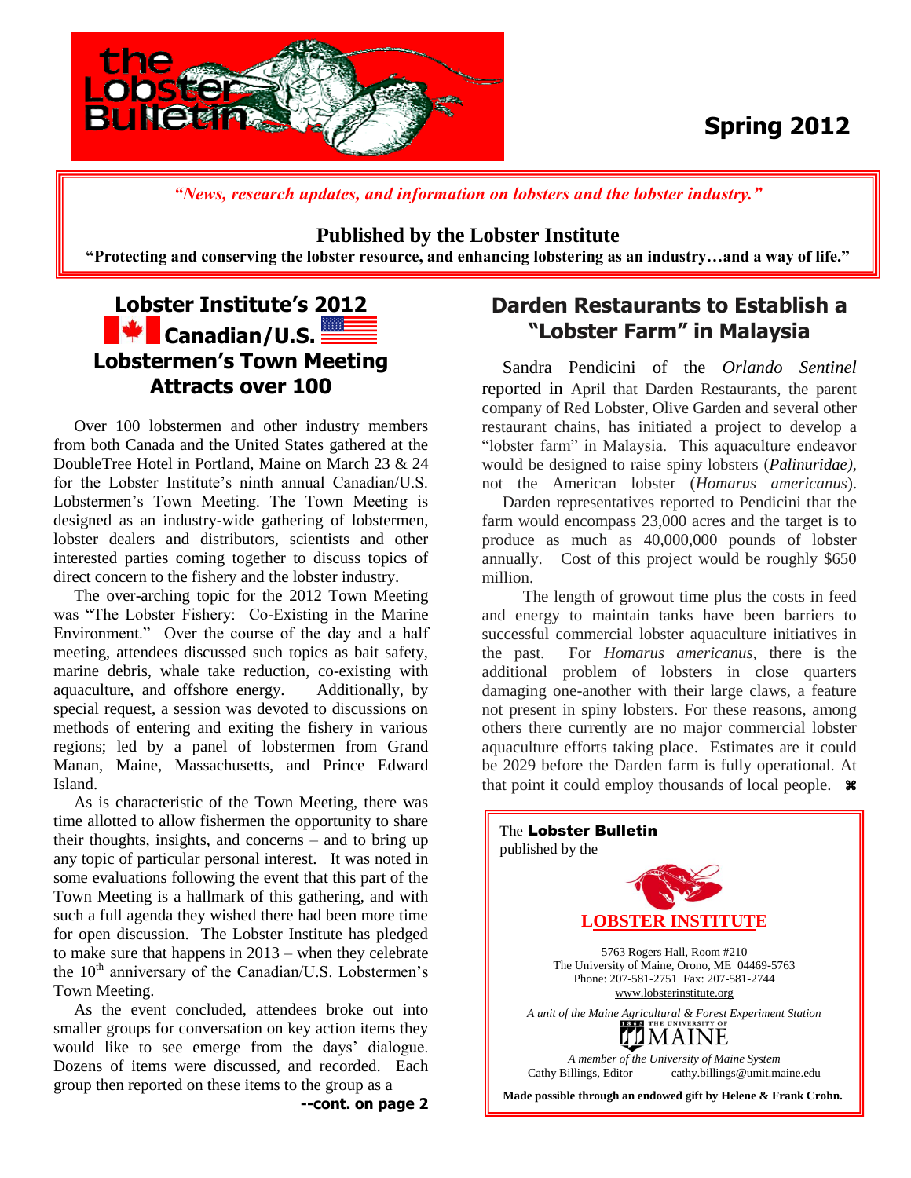**Spring 2012**

*"News, research updates, and information on lobsters and the lobster industry."*

**Published by the Lobster Institute**

**"Protecting and conserving the lobster resource, and enhancing lobstering as an industry…and a way of life."**

## Lobster Institute's 2012 Canadian/U.S. Lobstermen's Town Meeting Attracts over 100

Over 100 lobstermen and other industry members from both Canada and the United States gathered at the DoubleTree Hotel in Portland, Maine on March 23 & 24 for the Lobster Institute's ninth annual Canadian/U.S. Lobstermen's Town Meeting. The Town Meeting is designed as an industry-wide gathering of lobstermen, lobster dealers and distributors, scientists and other interested parties coming together to discuss topics of direct concern to the fishery and the lobster industry.

The over-arching topic for the 2012 Town Meeting was "The Lobster Fishery: Co-Existing in the Marine Environment." Over the course of the day and a half meeting, attendees discussed such topics as bait safety, marine debris, whale take reduction, co-existing with aquaculture, and offshore energy. Additionally, by special request, a session was devoted to discussions on methods of entering and exiting the fishery in various regions; led by a panel of lobstermen from Grand Manan, Maine, Massachusetts, and Prince Edward Island.

As is characteristic of the Town Meeting, there was time allotted to allow fishermen the opportunity to share their thoughts, insights, and concerns – and to bring up any topic of particular personal interest. It was noted in some evaluations following the event that this part of the Town Meeting is a hallmark of this gathering, and with such a full agenda they wished there had been more time for open discussion. The Lobster Institute has pledged to make sure that happens in 2013 – when they celebrate the 10th anniversary of the Canadian/U.S. Lobstermen's Town Meeting.

As the event concluded, attendees broke out into smaller groups for conversation on key action items they would like to see emerge from the days' dialogue. Dozens of items were discussed, and recorded. Each group then reported on these items to the group as a

**--cont. on page 2**

## Darden Restaurants to Establish a "Lobster Farm" in Malaysia

Sandra Pendicini of the *Orlando Sentinel* reported in April that Darden Restaurants, the parent company of Red Lobster, Olive Garden and several other restaurant chains, has initiated a project to develop a "lobster farm" in Malaysia. This aquaculture endeavor would be designed to raise spiny lobsters (*Palinuridae)*, not the American lobster (*Homarus americanus*).

Darden representatives reported to Pendicini that the farm would encompass 23,000 acres and the target is to produce as much as 40,000,000 pounds of lobster annually. Cost of this project would be roughly $650 million.

The length of growout time plus the costs in feed and energy to maintain tanks have been barriers to successful commercial lobster aquaculture initiatives in the past. For *Homarus americanus*, there is the additional problem of lobsters in close quarters damaging one-another with their large claws, a feature not present in spiny lobsters. For these reasons, among others there currently are no major commercial lobster aquaculture efforts taking place. Estimates are it could be 2029 before the Darden farm is fully operational. At that point it could employ thousands of local people. ⌘

---

The **Lobster Bulletin** published by the

**LOBSTER INSTITUTE**

5763 Rogers Hall, Room #210
The University of Maine, Orono, ME 04469-5763
Phone: 207-581-2751 Fax: 207-581-2744
www.lobsterinstitute.org

*A unit of the Maine Agricultural & Forest Experiment Station*

THE UNIVERSITY OF MAINE

*A member of the University of Maine System*

Cathy Billings, Editor cathy.billings@umit.maine.edu

**Made possible through an endowed gift by Helene & Frank Crohn.**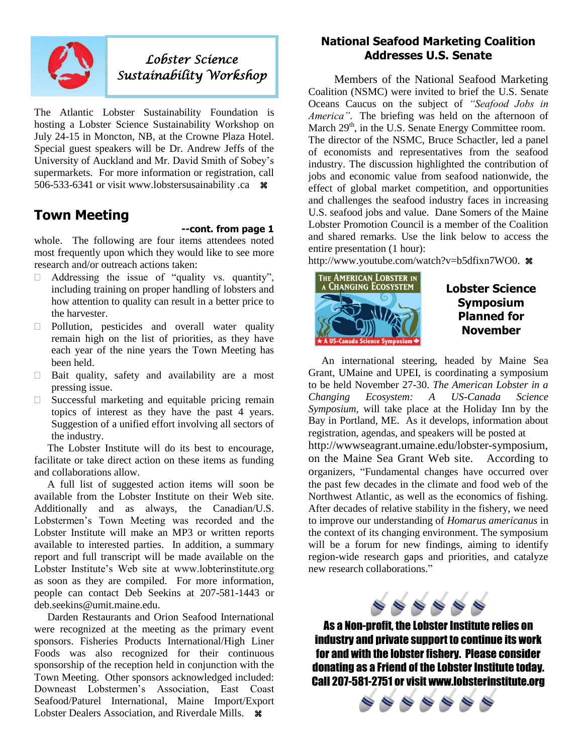## Lobster Science Sustainability Workshop

The Atlantic Lobster Sustainability Foundation is hosting a Lobster Science Sustainability Workshop on July 24-15 in Moncton, NB, at the Crowne Plaza Hotel. Special guest speakers will be Dr. Andrew Jeffs of the University of Auckland and Mr. David Smith of Sobey's supermarkets. For more information or registration, call 506-533-6341 or visit www.lobstersusainability .ca ⌘

## Town Meeting

**--cont. from page 1**

whole. The following are four items attendees noted most frequently upon which they would like to see more research and/or outreach actions taken:

- Addressing the issue of "quality vs. quantity", including training on proper handling of lobsters and how attention to quality can result in a better price to the harvester.
- Pollution, pesticides and overall water quality remain high on the list of priorities, as they have each year of the nine years the Town Meeting has been held.
- Bait quality, safety and availability are a most pressing issue.
- Successful marketing and equitable pricing remain topics of interest as they have the past 4 years. Suggestion of a unified effort involving all sectors of the industry.

The Lobster Institute will do its best to encourage, facilitate or take direct action on these items as funding and collaborations allow.

A full list of suggested action items will soon be available from the Lobster Institute on their Web site. Additionally and as always, the Canadian/U.S. Lobstermen's Town Meeting was recorded and the Lobster Institute will make an MP3 or written reports available to interested parties. In addition, a summary report and full transcript will be made available on the Lobster Institute's Web site at www.lobterinstitute.org as soon as they are compiled. For more information, people can contact Deb Seekins at 207-581-1443 or deb.seekins@umit.maine.edu.

Darden Restaurants and Orion Seafood International were recognized at the meeting as the primary event sponsors. Fisheries Products International/High Liner Foods was also recognized for their continuous sponsorship of the reception held in conjunction with the Town Meeting. Other sponsors acknowledged included: Downeast Lobstermen's Association, East Coast Seafood/Paturel International, Maine Import/Export Lobster Dealers Association, and Riverdale Mills. ⌘

## National Seafood Marketing Coalition Addresses U.S. Senate

Members of the National Seafood Marketing Coalition (NSMC) were invited to brief the U.S. Senate Oceans Caucus on the subject of *"Seafood Jobs in America"*. The briefing was held on the afternoon of March 29th, in the U.S. Senate Energy Committee room. The director of the NSMC, Bruce Schactler, led a panel of economists and representatives from the seafood industry. The discussion highlighted the contribution of jobs and economic value from seafood nationwide, the effect of global market competition, and opportunities and challenges the seafood industry faces in increasing U.S. seafood jobs and value. Dane Somers of the Maine Lobster Promotion Council is a member of the Coalition and shared remarks. Use the link below to access the entire presentation (1 hour):

http://www.youtube.com/watch?v=b5dfixn7WO0. ⌘

## Lobster Science Symposium Planned for November

An international steering, headed by Maine Sea Grant, UMaine and UPEI, is coordinating a symposium to be held November 27-30. *The American Lobster in a Changing Ecosystem: A US-Canada Science Symposium*, will take place at the Holiday Inn by the Bay in Portland, ME. As it develops, information about registration, agendas, and speakers will be posted at http://wwwseagrant.umaine.edu/lobster-symposium, on the Maine Sea Grant Web site. According to organizers, "Fundamental changes have occurred over the past few decades in the climate and food web of the Northwest Atlantic, as well as the economics of fishing. After decades of relative stability in the fishery, we need to improve our understanding of *Homarus americanus* in the context of its changing environment. The symposium will be a forum for new findings, aiming to identify region-wide research gaps and priorities, and catalyze new research collaborations."

**As a Non-profit, the Lobster Institute relies on industry and private support to continue its work for and with the lobster fishery. Please consider donating as a Friend of the Lobster Institute today. Call 207-581-2751 or visit www.lobsterinstitute.org**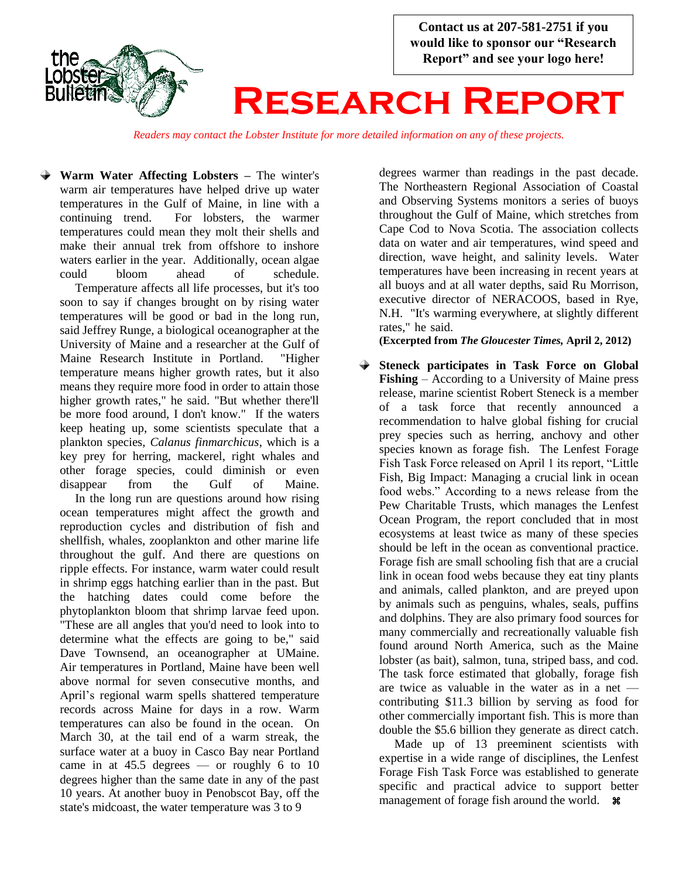Contact us at 207-581-2751 if you would like to sponsor our "Research Report" and see your logo here!

# Research Report

*Readers may contact the Lobster Institute for more detailed information on any of these projects.*

- **Warm Water Affecting Lobsters –** The winter's warm air temperatures have helped drive up water temperatures in the Gulf of Maine, in line with a continuing trend. For lobsters, the warmer temperatures could mean they molt their shells and make their annual trek from offshore to inshore waters earlier in the year. Additionally, ocean algae could bloom ahead of schedule.

  Temperature affects all life processes, but it's too soon to say if changes brought on by rising water temperatures will be good or bad in the long run, said Jeffrey Runge, a biological oceanographer at the University of Maine and a researcher at the Gulf of Maine Research Institute in Portland. "Higher temperature means higher growth rates, but it also means they require more food in order to attain those higher growth rates," he said. "But whether there'll be more food around, I don't know." If the waters keep heating up, some scientists speculate that a plankton species, *Calanus finmarchicus*, which is a key prey for herring, mackerel, right whales and other forage species, could diminish or even disappear from the Gulf of Maine.

  In the long run are questions around how rising ocean temperatures might affect the growth and reproduction cycles and distribution of fish and shellfish, whales, zooplankton and other marine life throughout the gulf. And there are questions on ripple effects. For instance, warm water could result in shrimp eggs hatching earlier than in the past. But the hatching dates could come before the phytoplankton bloom that shrimp larvae feed upon. "These are all angles that you'd need to look into to determine what the effects are going to be," said Dave Townsend, an oceanographer at UMaine. Air temperatures in Portland, Maine have been well above normal for seven consecutive months, and April's regional warm spells shattered temperature records across Maine for days in a row. Warm temperatures can also be found in the ocean. On March 30, at the tail end of a warm streak, the surface water at a buoy in Casco Bay near Portland came in at 45.5 degrees — or roughly 6 to 10 degrees higher than the same date in any of the past 10 years. At another buoy in Penobscot Bay, off the state's midcoast, the water temperature was 3 to 9 degrees warmer than readings in the past decade. The Northeastern Regional Association of Coastal and Observing Systems monitors a series of buoys throughout the Gulf of Maine, which stretches from Cape Cod to Nova Scotia. The association collects data on water and air temperatures, wind speed and direction, wave height, and salinity levels. Water temperatures have been increasing in recent years at all buoys and at all water depths, said Ru Morrison, executive director of NERACOOS, based in Rye, N.H. "It's warming everywhere, at slightly different rates," he said.

  **(Excerpted from *The Gloucester Times*, April 2, 2012)**

- **Steneck participates in Task Force on Global Fishing** – According to a University of Maine press release, marine scientist Robert Steneck is a member of a task force that recently announced a recommendation to halve global fishing for crucial prey species such as herring, anchovy and other species known as forage fish. The Lenfest Forage Fish Task Force released on April 1 its report, "Little Fish, Big Impact: Managing a crucial link in ocean food webs." According to a news release from the Pew Charitable Trusts, which manages the Lenfest Ocean Program, the report concluded that in most ecosystems at least twice as many of these species should be left in the ocean as conventional practice. Forage fish are small schooling fish that are a crucial link in ocean food webs because they eat tiny plants and animals, called plankton, and are preyed upon by animals such as penguins, whales, seals, puffins and dolphins. They are also primary food sources for many commercially and recreationally valuable fish found around North America, such as the Maine lobster (as bait), salmon, tuna, striped bass, and cod. The task force estimated that globally, forage fish are twice as valuable in the water as in a net — contributing $11.3 billion by serving as food for other commercially important fish. This is more than double the $5.6 billion they generate as direct catch.

  Made up of 13 preeminent scientists with expertise in a wide range of disciplines, the Lenfest Forage Fish Task Force was established to generate specific and practical advice to support better management of forage fish around the world. ⌘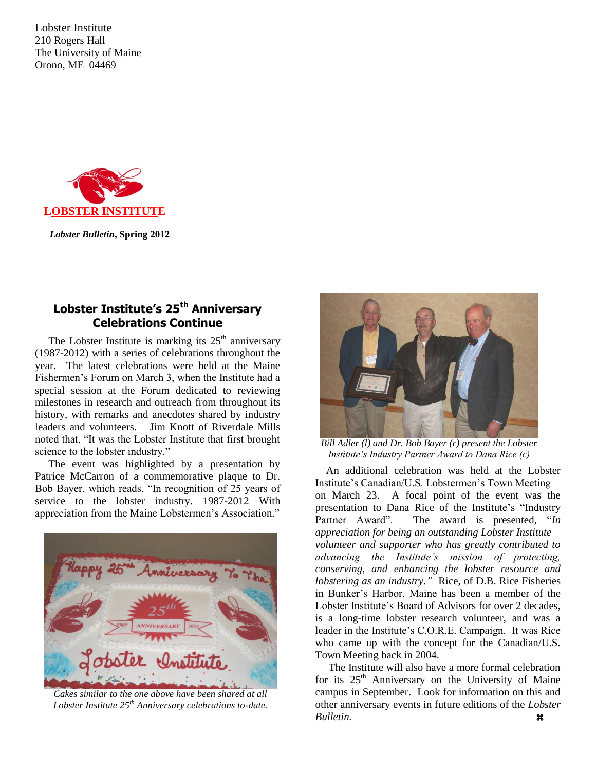Lobster Institute
210 Rogers Hall
The University of Maine
Orono, ME 04469

LOBSTER INSTITUTE

***Lobster Bulletin*, Spring 2012**

## Lobster Institute's 25th Anniversary Celebrations Continue

The Lobster Institute is marking its 25th anniversary (1987-2012) with a series of celebrations throughout the year. The latest celebrations were held at the Maine Fishermen's Forum on March 3, when the Institute had a special session at the Forum dedicated to reviewing milestones in research and outreach from throughout its history, with remarks and anecdotes shared by industry leaders and volunteers. Jim Knott of Riverdale Mills noted that, "It was the Lobster Institute that first brought science to the lobster industry."

The event was highlighted by a presentation by Patrice McCarron of a commemorative plaque to Dr. Bob Bayer, which reads, "In recognition of 25 years of service to the lobster industry. 1987-2012 With appreciation from the Maine Lobstermen's Association."

*Cakes similar to the one above have been shared at all Lobster Institute 25th Anniversary celebrations to-date.*

*Bill Adler (l) and Dr. Bob Bayer (r) present the Lobster Institute's Industry Partner Award to Dana Rice (c)*

An additional celebration was held at the Lobster Institute's Canadian/U.S. Lobstermen's Town Meeting on March 23. A focal point of the event was the presentation to Dana Rice of the Institute's "Industry Partner Award". The award is presented, "*In appreciation for being an outstanding Lobster Institute volunteer and supporter who has greatly contributed to advancing the Institute's mission of protecting, conserving, and enhancing the lobster resource and lobstering as an industry.*" Rice, of D.B. Rice Fisheries in Bunker's Harbor, Maine has been a member of the Lobster Institute's Board of Advisors for over 2 decades, is a long-time lobster research volunteer, and was a leader in the Institute's C.O.R.E. Campaign. It was Rice who came up with the concept for the Canadian/U.S. Town Meeting back in 2004.

The Institute will also have a more formal celebration for its 25th Anniversary on the University of Maine campus in September. Look for information on this and other anniversary events in future editions of the *Lobster Bulletin.*